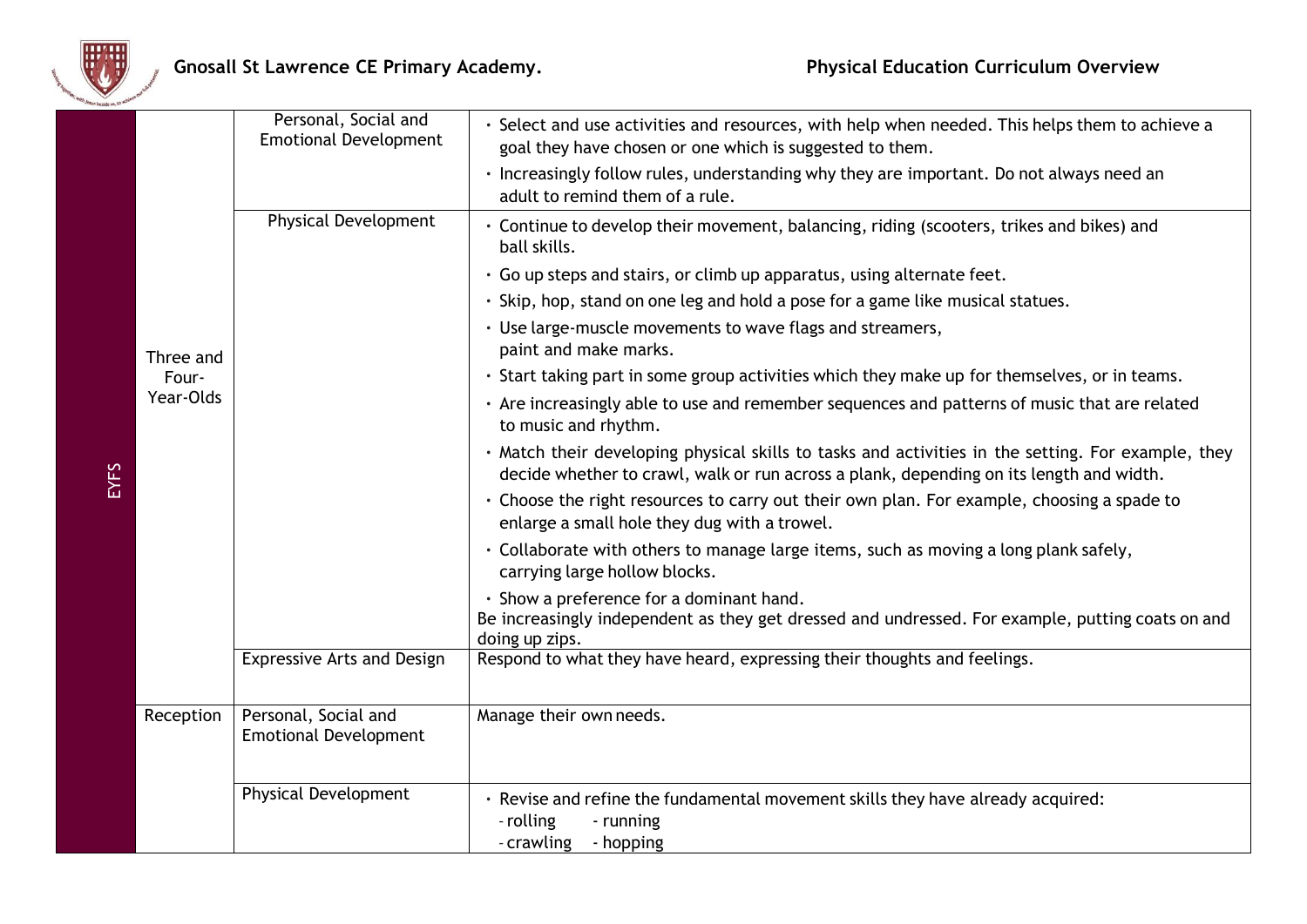# Gnosall St Lawrence CE Primary Academy. Physical Education Curriculum Overview

| | | | |
|---|---|---|---|
| EYFS | Three and Four-Year-Olds | Personal, Social and Emotional Development | • Select and use activities and resources, with help when needed. This helps them to achieve a goal they have chosen or one which is suggested to them.<br>• Increasingly follow rules, understanding why they are important. Do not always need an adult to remind them of a rule. |
| | | Physical Development | • Continue to develop their movement, balancing, riding (scooters, trikes and bikes) and ball skills.<br>• Go up steps and stairs, or climb up apparatus, using alternate feet.<br>• Skip, hop, stand on one leg and hold a pose for a game like musical statues.<br>• Use large-muscle movements to wave flags and streamers, paint and make marks.<br>• Start taking part in some group activities which they make up for themselves, or in teams.<br>• Are increasingly able to use and remember sequences and patterns of music that are related to music and rhythm.<br>• Match their developing physical skills to tasks and activities in the setting. For example, they decide whether to crawl, walk or run across a plank, depending on its length and width.<br>• Choose the right resources to carry out their own plan. For example, choosing a spade to enlarge a small hole they dug with a trowel.<br>• Collaborate with others to manage large items, such as moving a long plank safely, carrying large hollow blocks.<br>• Show a preference for a dominant hand.<br>Be increasingly independent as they get dressed and undressed. For example, putting coats on and doing up zips. |
| | | Expressive Arts and Design | Respond to what they have heard, expressing their thoughts and feelings. |
| | Reception | Personal, Social and Emotional Development | Manage their own needs. |
| | | Physical Development | • Revise and refine the fundamental movement skills they have already acquired:<br>- rolling - running<br>- crawling - hopping |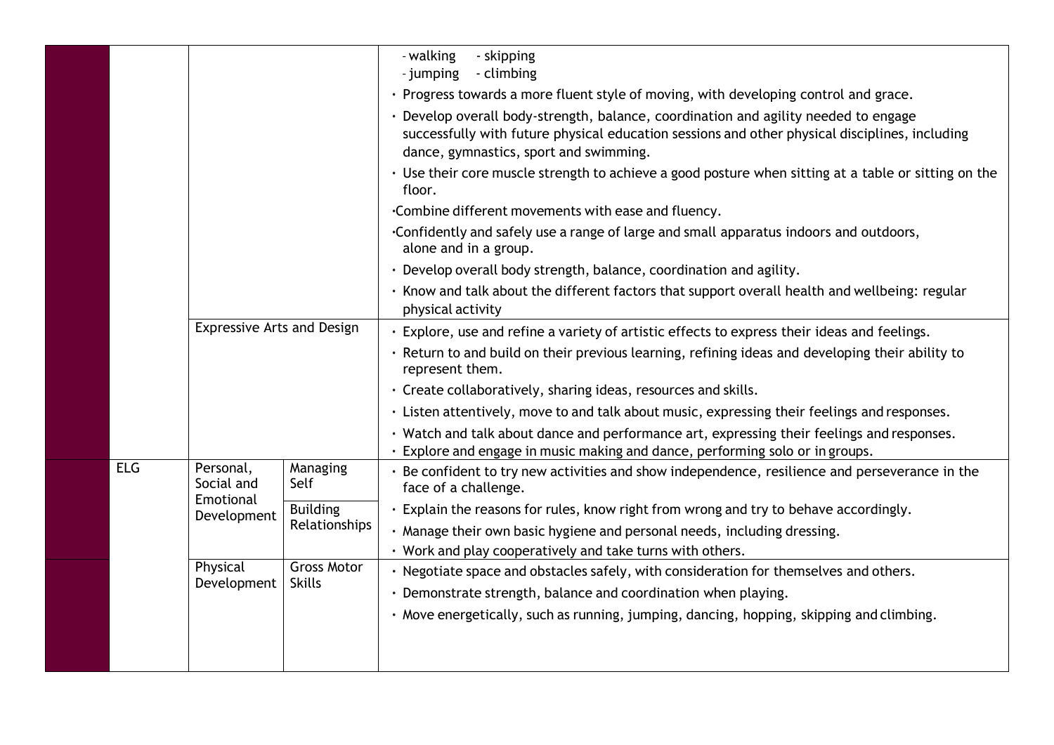| | | | | |
|---|---|---|---|---|
| | | | | - walking - skipping<br>- jumping - climbing<br>• Progress towards a more fluent style of moving, with developing control and grace.<br>• Develop overall body-strength, balance, coordination and agility needed to engage successfully with future physical education sessions and other physical disciplines, including dance, gymnastics, sport and swimming.<br>• Use their core muscle strength to achieve a good posture when sitting at a table or sitting on the floor.<br>•Combine different movements with ease and fluency.<br>•Confidently and safely use a range of large and small apparatus indoors and outdoors, alone and in a group.<br>• Develop overall body strength, balance, coordination and agility.<br>• Know and talk about the different factors that support overall health and wellbeing: regular physical activity |
| | | Expressive Arts and Design | | • Explore, use and refine a variety of artistic effects to express their ideas and feelings.<br>• Return to and build on their previous learning, refining ideas and developing their ability to represent them.<br>• Create collaboratively, sharing ideas, resources and skills.<br>• Listen attentively, move to and talk about music, expressing their feelings and responses.<br>• Watch and talk about dance and performance art, expressing their feelings and responses.<br>• Explore and engage in music making and dance, performing solo or in groups. |
| | ELG | Personal, Social and Emotional Development | Managing Self | • Be confident to try new activities and show independence, resilience and perseverance in the face of a challenge. |
| | | | Building Relationships | • Explain the reasons for rules, know right from wrong and try to behave accordingly.<br>• Manage their own basic hygiene and personal needs, including dressing.<br>• Work and play cooperatively and take turns with others. |
| | | Physical Development | Gross Motor Skills | • Negotiate space and obstacles safely, with consideration for themselves and others.<br>• Demonstrate strength, balance and coordination when playing.<br>• Move energetically, such as running, jumping, dancing, hopping, skipping and climbing. |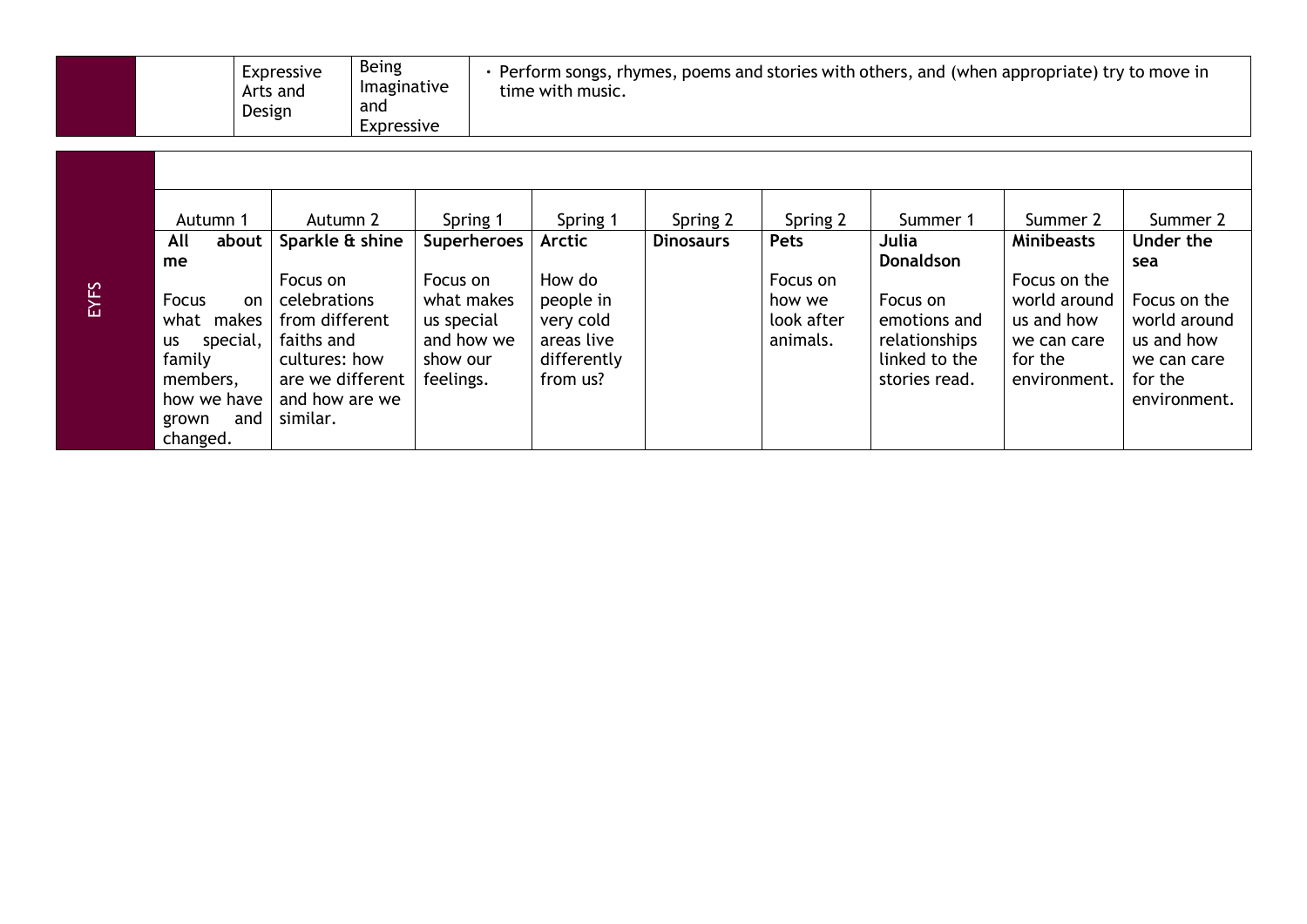| | | Expressive Arts and Design | Being Imaginative and Expressive | • Perform songs, rhymes, poems and stories with others, and (when appropriate) try to move in time with music. |
|---|---|---|---|---|

| EYFS | Autumn 1 | Autumn 2 | Spring 1 | Spring 1 | Spring 2 | Spring 2 | Summer 1 | Summer 2 | Summer 2 |
|---|---|---|---|---|---|---|---|---|---|
| | **All about me**<br><br>Focus on what makes us special, family members, how we have grown and changed. | **Sparkle & shine**<br><br>Focus on celebrations from different faiths and cultures: how are we different and how are we similar. | **Superheroes**<br><br>Focus on what makes us special and how we show our feelings. | **Arctic**<br><br>How do people in very cold areas live differently from us? | **Dinosaurs** | **Pets**<br><br>Focus on how we look after animals. | **Julia Donaldson**<br><br>Focus on emotions and relationships linked to the stories read. | **Minibeasts**<br><br>Focus on the world around us and how we can care for the environment. | **Under the sea**<br><br>Focus on the world around us and how we can care for the environment. |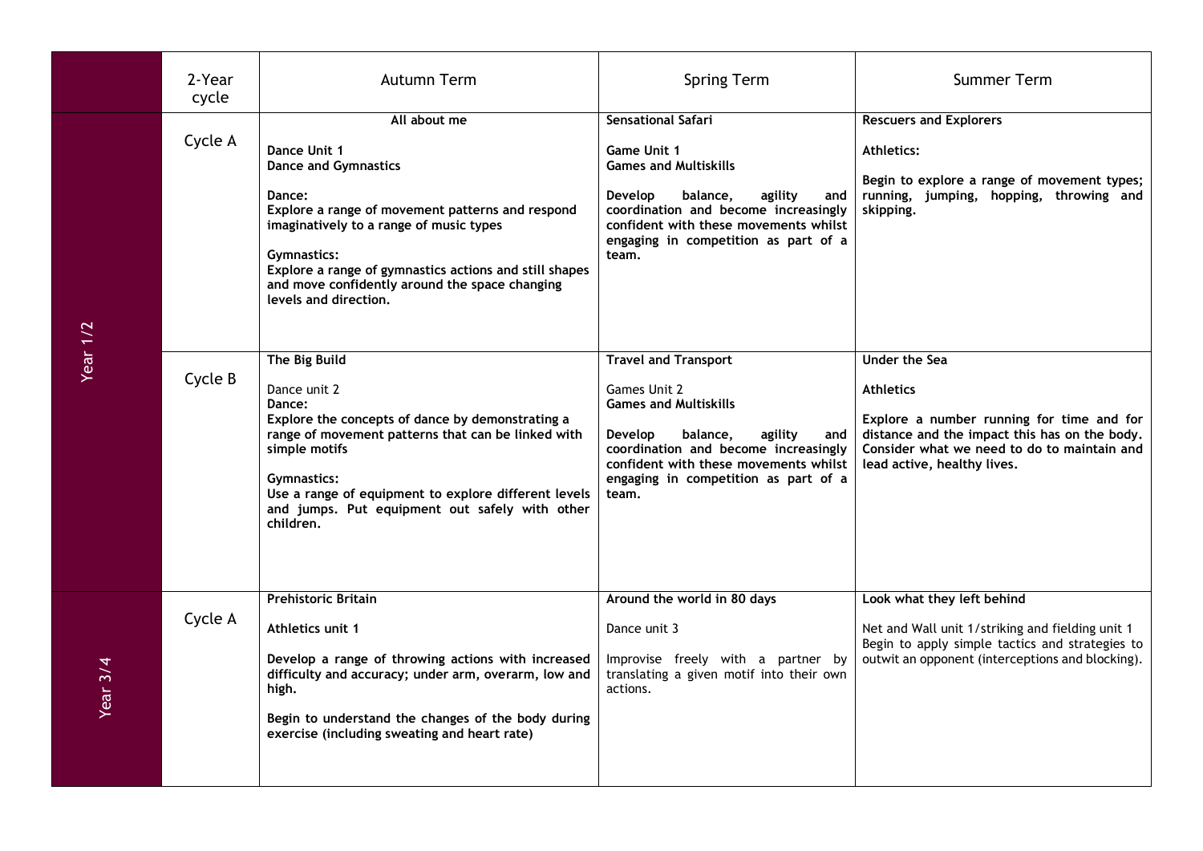| | 2-Year cycle | Autumn Term | Spring Term | Summer Term |
|---|---|---|---|---|
| Year 1/2 | Cycle A | **All about me**<br><br>**Dance Unit 1**<br>**Dance and Gymnastics**<br><br>**Dance:**<br>**Explore a range of movement patterns and respond imaginatively to a range of music types**<br><br>**Gymnastics:**<br>**Explore a range of gymnastics actions and still shapes and move confidently around the space changing levels and direction.** | **Sensational Safari**<br><br>**Game Unit 1**<br>**Games and Multiskills**<br><br>**Develop balance, agility and coordination and become increasingly confident with these movements whilst engaging in competition as part of a team.** | **Rescuers and Explorers**<br><br>**Athletics:**<br><br>**Begin to explore a range of movement types; running, jumping, hopping, throwing and skipping.** |
| | Cycle B | **The Big Build**<br><br>Dance unit 2<br>**Dance:**<br>**Explore the concepts of dance by demonstrating a range of movement patterns that can be linked with simple motifs**<br><br>**Gymnastics:**<br>**Use a range of equipment to explore different levels and jumps. Put equipment out safely with other children.** | **Travel and Transport**<br><br>Games Unit 2<br>**Games and Multiskills**<br><br>**Develop balance, agility and coordination and become increasingly confident with these movements whilst engaging in competition as part of a team.** | **Under the Sea**<br><br>**Athletics**<br><br>**Explore a number running for time and for distance and the impact this has on the body. Consider what we need to do to maintain and lead active, healthy lives.** |
| Year 3/4 | Cycle A | **Prehistoric Britain**<br><br>**Athletics unit 1**<br><br>**Develop a range of throwing actions with increased difficulty and accuracy; under arm, overarm, low and high.**<br><br>**Begin to understand the changes of the body during exercise (including sweating and heart rate)** | **Around the world in 80 days**<br><br>Dance unit 3<br><br>Improvise freely with a partner by translating a given motif into their own actions. | **Look what they left behind**<br><br>Net and Wall unit 1/striking and fielding unit 1<br>Begin to apply simple tactics and strategies to outwit an opponent (interceptions and blocking). |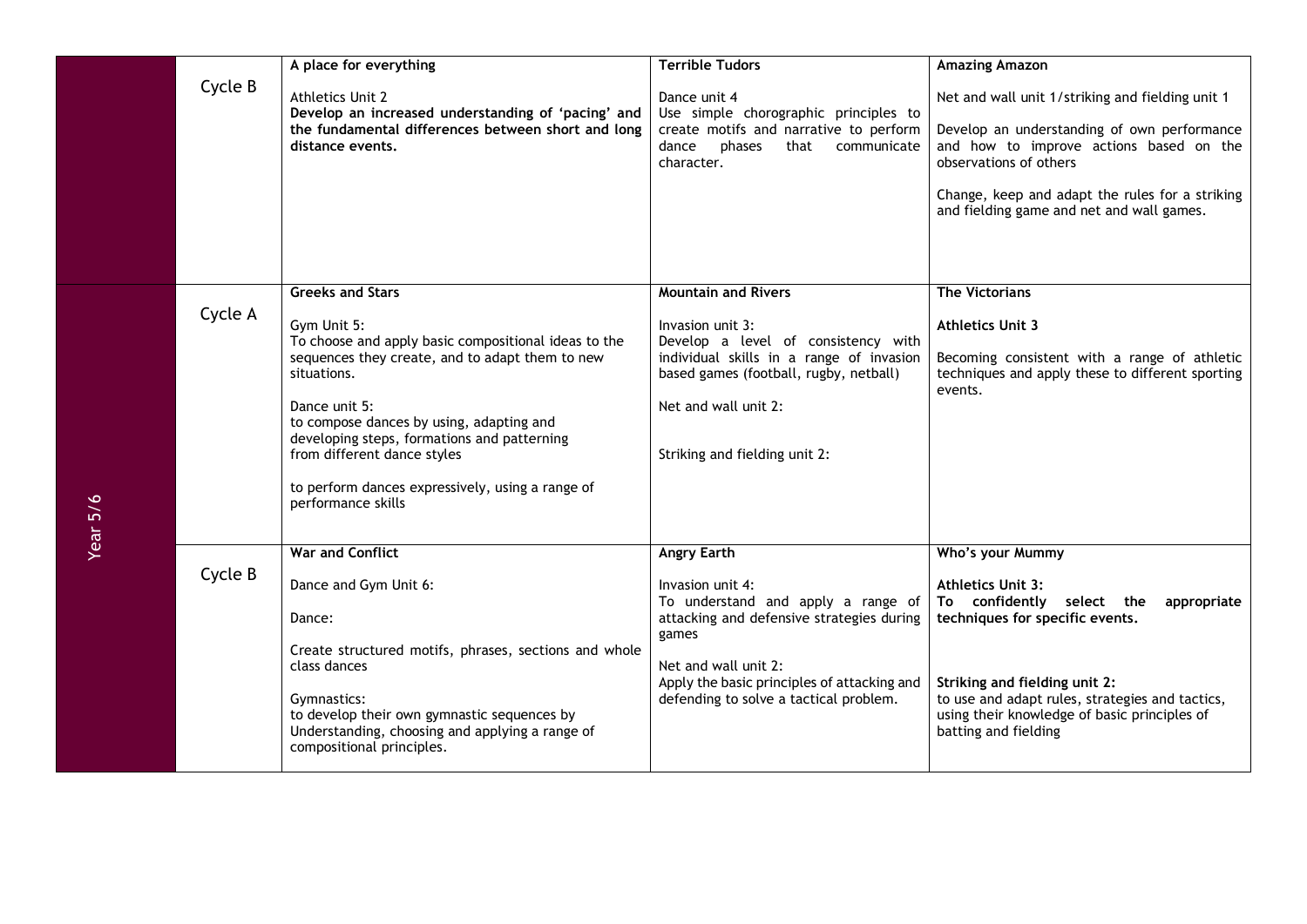| | | | | |
|---|---|---|---|---|
| | Cycle B | **A place for everything**<br><br>Athletics Unit 2<br>**Develop an increased understanding of 'pacing' and the fundamental differences between short and long distance events.** | **Terrible Tudors**<br><br>Dance unit 4<br>Use simple chorographic principles to create motifs and narrative to perform dance phases that communicate character. | **Amazing Amazon**<br><br>Net and wall unit 1/striking and fielding unit 1<br><br>Develop an understanding of own performance and how to improve actions based on the observations of others<br><br>Change, keep and adapt the rules for a striking and fielding game and net and wall games. |
| Year 5/6 | Cycle A | **Greeks and Stars**<br><br>Gym Unit 5:<br>To choose and apply basic compositional ideas to the sequences they create, and to adapt them to new situations.<br><br>Dance unit 5:<br>to compose dances by using, adapting and developing steps, formations and patterning from different dance styles<br><br>to perform dances expressively, using a range of performance skills | **Mountain and Rivers**<br><br>Invasion unit 3:<br>Develop a level of consistency with individual skills in a range of invasion based games (football, rugby, netball)<br><br>Net and wall unit 2:<br><br>Striking and fielding unit 2: | **The Victorians**<br><br>**Athletics Unit 3**<br><br>Becoming consistent with a range of athletic techniques and apply these to different sporting events. |
| | Cycle B | **War and Conflict**<br><br>Dance and Gym Unit 6:<br><br>Dance:<br><br>Create structured motifs, phrases, sections and whole class dances<br><br>Gymnastics:<br>to develop their own gymnastic sequences by Understanding, choosing and applying a range of compositional principles. | **Angry Earth**<br><br>Invasion unit 4:<br>To understand and apply a range of attacking and defensive strategies during games<br><br>Net and wall unit 2:<br>Apply the basic principles of attacking and defending to solve a tactical problem. | **Who's your Mummy**<br><br>**Athletics Unit 3:**<br>**To confidently select the appropriate techniques for specific events.**<br><br>**Striking and fielding unit 2:**<br>to use and adapt rules, strategies and tactics, using their knowledge of basic principles of batting and fielding |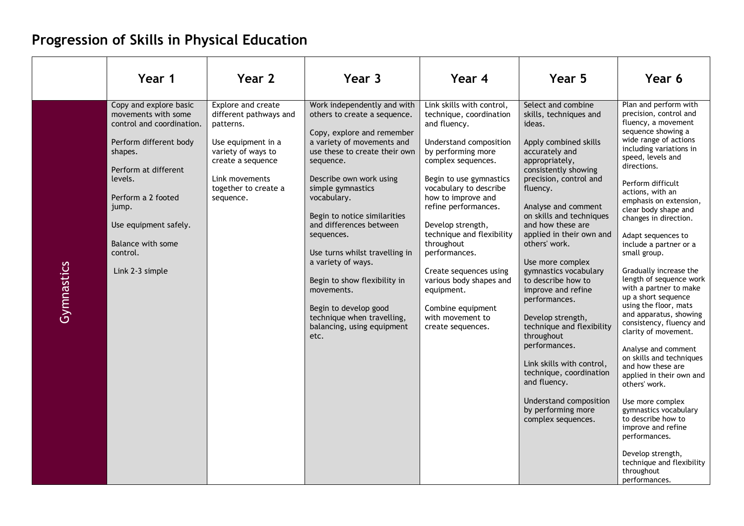# Progression of Skills in Physical Education

| | Year 1 | Year 2 | Year 3 | Year 4 | Year 5 | Year 6 |
|---|---|---|---|---|---|---|
| Gymnastics | Copy and explore basic movements with some control and coordination.<br><br>Perform different body shapes.<br><br>Perform at different levels.<br><br>Perform a 2 footed jump.<br><br>Use equipment safely.<br><br>Balance with some control.<br><br>Link 2-3 simple | Explore and create different pathways and patterns.<br><br>Use equipment in a variety of ways to create a sequence<br><br>Link movements together to create a sequence. | Work independently and with others to create a sequence.<br><br>Copy, explore and remember a variety of movements and use these to create their own sequence.<br><br>Describe own work using simple gymnastics vocabulary.<br><br>Begin to notice similarities and differences between sequences.<br><br>Use turns whilst travelling in a variety of ways.<br><br>Begin to show flexibility in movements.<br><br>Begin to develop good technique when travelling, balancing, using equipment etc. | Link skills with control, technique, coordination and fluency.<br><br>Understand composition by performing more complex sequences.<br><br>Begin to use gymnastics vocabulary to describe how to improve and refine performances.<br><br>Develop strength, technique and flexibility throughout performances.<br><br>Create sequences using various body shapes and equipment.<br><br>Combine equipment with movement to create sequences. | Select and combine skills, techniques and ideas.<br><br>Apply combined skills accurately and appropriately, consistently showing precision, control and fluency.<br><br>Analyse and comment on skills and techniques and how these are applied in their own and others' work.<br><br>Use more complex gymnastics vocabulary to describe how to improve and refine performances.<br><br>Develop strength, technique and flexibility throughout performances.<br><br>Link skills with control, technique, coordination and fluency.<br><br>Understand composition by performing more complex sequences. | Plan and perform with precision, control and fluency, a movement sequence showing a wide range of actions including variations in speed, levels and directions.<br><br>Perform difficult actions, with an emphasis on extension, clear body shape and changes in direction.<br><br>Adapt sequences to include a partner or a small group.<br><br>Gradually increase the length of sequence work with a partner to make up a short sequence using the floor, mats and apparatus, showing consistency, fluency and clarity of movement.<br><br>Analyse and comment on skills and techniques and how these are applied in their own and others' work.<br><br>Use more complex gymnastics vocabulary to describe how to improve and refine performances.<br><br>Develop strength, technique and flexibility throughout performances. |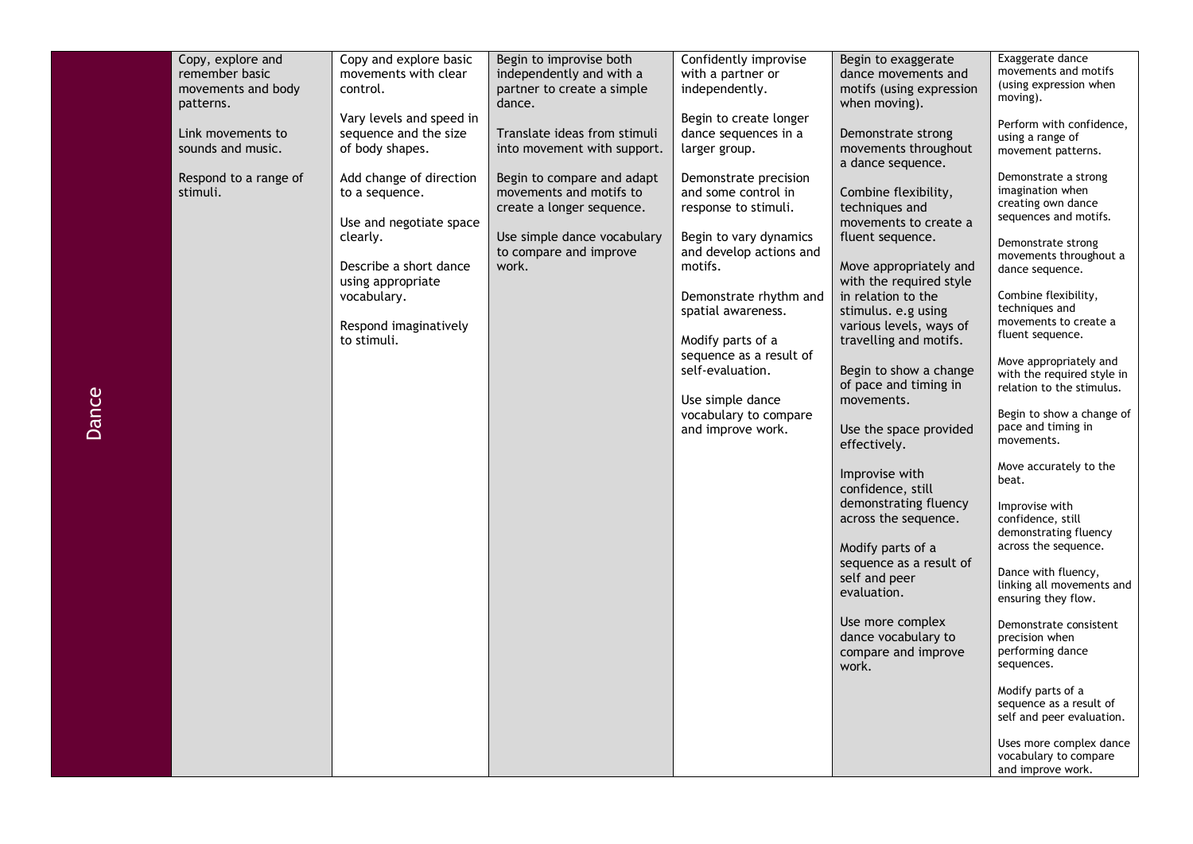| Dance | | | | | | |
|---|---|---|---|---|---|---|
| Dance | Copy, explore and remember basic movements and body patterns.<br><br>Link movements to sounds and music.<br><br>Respond to a range of stimuli. | Copy and explore basic movements with clear control.<br><br>Vary levels and speed in sequence and the size of body shapes.<br><br>Add change of direction to a sequence.<br><br>Use and negotiate space clearly.<br><br>Describe a short dance using appropriate vocabulary.<br><br>Respond imaginatively to stimuli. | Begin to improvise both independently and with a partner to create a simple dance.<br><br>Translate ideas from stimuli into movement with support.<br><br>Begin to compare and adapt movements and motifs to create a longer sequence.<br><br>Use simple dance vocabulary to compare and improve work. | Confidently improvise with a partner or independently.<br><br>Begin to create longer dance sequences in a larger group.<br><br>Demonstrate precision and some control in response to stimuli.<br><br>Begin to vary dynamics and develop actions and motifs.<br><br>Demonstrate rhythm and spatial awareness.<br><br>Modify parts of a sequence as a result of self-evaluation.<br><br>Use simple dance vocabulary to compare and improve work. | Begin to exaggerate dance movements and motifs (using expression when moving).<br><br>Demonstrate strong movements throughout a dance sequence.<br><br>Combine flexibility, techniques and movements to create a fluent sequence.<br><br>Move appropriately and with the required style in relation to the stimulus. e.g using various levels, ways of travelling and motifs.<br><br>Begin to show a change of pace and timing in movements.<br><br>Use the space provided effectively.<br><br>Improvise with confidence, still demonstrating fluency across the sequence.<br><br>Modify parts of a sequence as a result of self and peer evaluation.<br><br>Use more complex dance vocabulary to compare and improve work. | Exaggerate dance movements and motifs (using expression when moving).<br><br>Perform with confidence, using a range of movement patterns.<br><br>Demonstrate a strong imagination when creating own dance sequences and motifs.<br><br>Demonstrate strong movements throughout a dance sequence.<br><br>Combine flexibility, techniques and movements to create a fluent sequence.<br><br>Move appropriately and with the required style in relation to the stimulus.<br><br>Begin to show a change of pace and timing in movements.<br><br>Move accurately to the beat.<br><br>Improvise with confidence, still demonstrating fluency across the sequence.<br><br>Dance with fluency, linking all movements and ensuring they flow.<br><br>Demonstrate consistent precision when performing dance sequences.<br><br>Modify parts of a sequence as a result of self and peer evaluation.<br><br>Uses more complex dance vocabulary to compare and improve work. |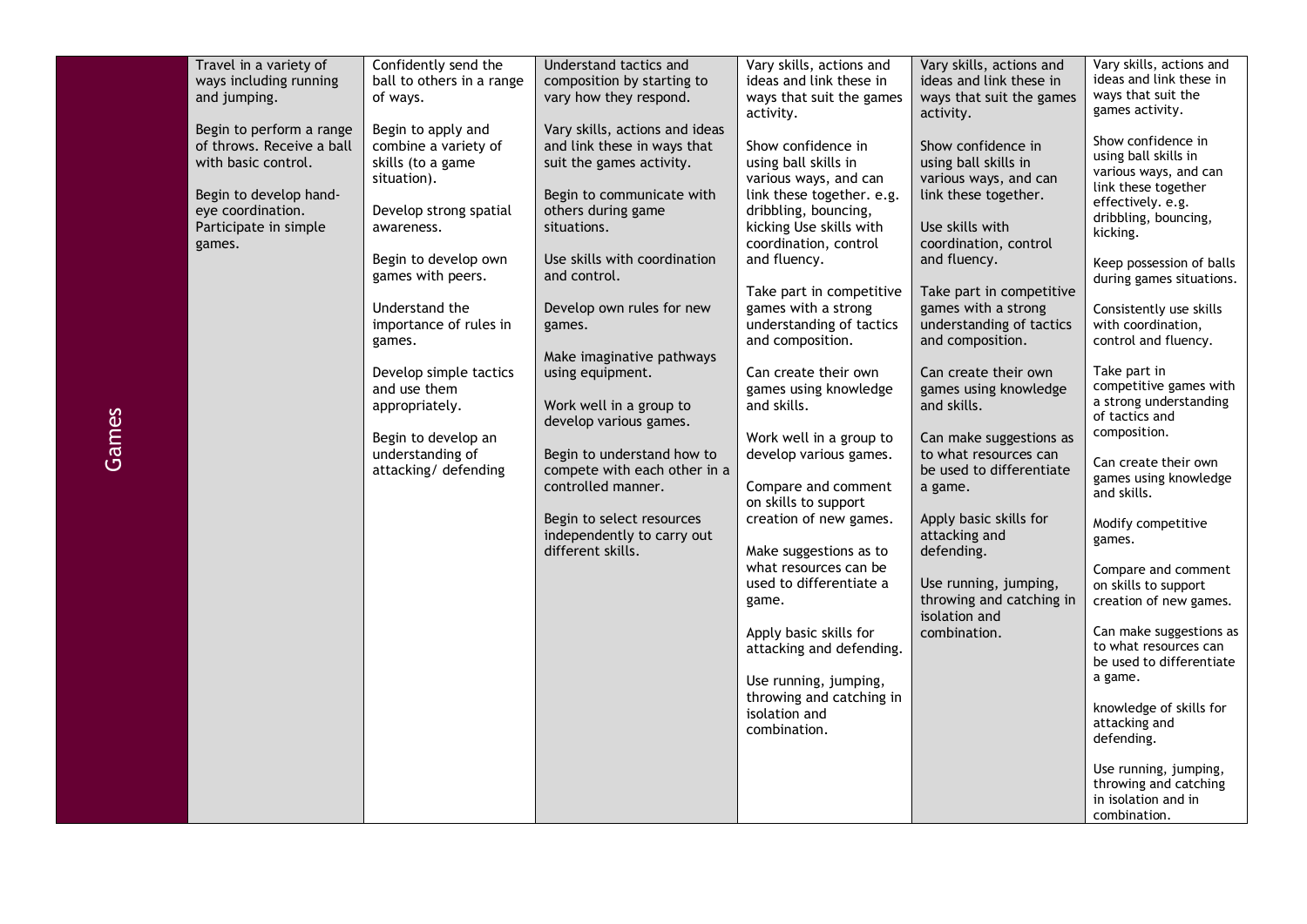| | | | | | | |
|---|---|---|---|---|---|---|
| Games | Travel in a variety of ways including running and jumping.<br><br>Begin to perform a range of throws. Receive a ball with basic control.<br><br>Begin to develop hand-eye coordination. Participate in simple games. | Confidently send the ball to others in a range of ways.<br><br>Begin to apply and combine a variety of skills (to a game situation).<br><br>Develop strong spatial awareness.<br><br>Begin to develop own games with peers.<br><br>Understand the importance of rules in games.<br><br>Develop simple tactics and use them appropriately.<br><br>Begin to develop an understanding of attacking/ defending | Understand tactics and composition by starting to vary how they respond.<br><br>Vary skills, actions and ideas and link these in ways that suit the games activity.<br><br>Begin to communicate with others during game situations.<br><br>Use skills with coordination and control.<br><br>Develop own rules for new games.<br><br>Make imaginative pathways using equipment.<br><br>Work well in a group to develop various games.<br><br>Begin to understand how to compete with each other in a controlled manner.<br><br>Begin to select resources independently to carry out different skills. | Vary skills, actions and ideas and link these in ways that suit the games activity.<br><br>Show confidence in using ball skills in various ways, and can link these together. e.g. dribbling, bouncing, kicking Use skills with coordination, control and fluency.<br><br>Take part in competitive games with a strong understanding of tactics and composition.<br><br>Can create their own games using knowledge and skills.<br><br>Work well in a group to develop various games.<br><br>Compare and comment on skills to support creation of new games.<br><br>Make suggestions as to what resources can be used to differentiate a game.<br><br>Apply basic skills for attacking and defending.<br><br>Use running, jumping, throwing and catching in isolation and combination. | Vary skills, actions and ideas and link these in ways that suit the games activity.<br><br>Show confidence in using ball skills in various ways, and can link these together.<br><br>Use skills with coordination, control and fluency.<br><br>Take part in competitive games with a strong understanding of tactics and composition.<br><br>Can create their own games using knowledge and skills.<br><br>Can make suggestions as to what resources can be used to differentiate a game.<br><br>Apply basic skills for attacking and defending.<br><br>Use running, jumping, throwing and catching in isolation and combination. | Vary skills, actions and ideas and link these in ways that suit the games activity.<br><br>Show confidence in using ball skills in various ways, and can link these together effectively. e.g. dribbling, bouncing, kicking.<br><br>Keep possession of balls during games situations.<br><br>Consistently use skills with coordination, control and fluency.<br><br>Take part in competitive games with a strong understanding of tactics and composition.<br><br>Can create their own games using knowledge and skills.<br><br>Modify competitive games.<br><br>Compare and comment on skills to support creation of new games.<br><br>Can make suggestions as to what resources can be used to differentiate a game.<br><br>knowledge of skills for attacking and defending.<br><br>Use running, jumping, throwing and catching in isolation and in combination. |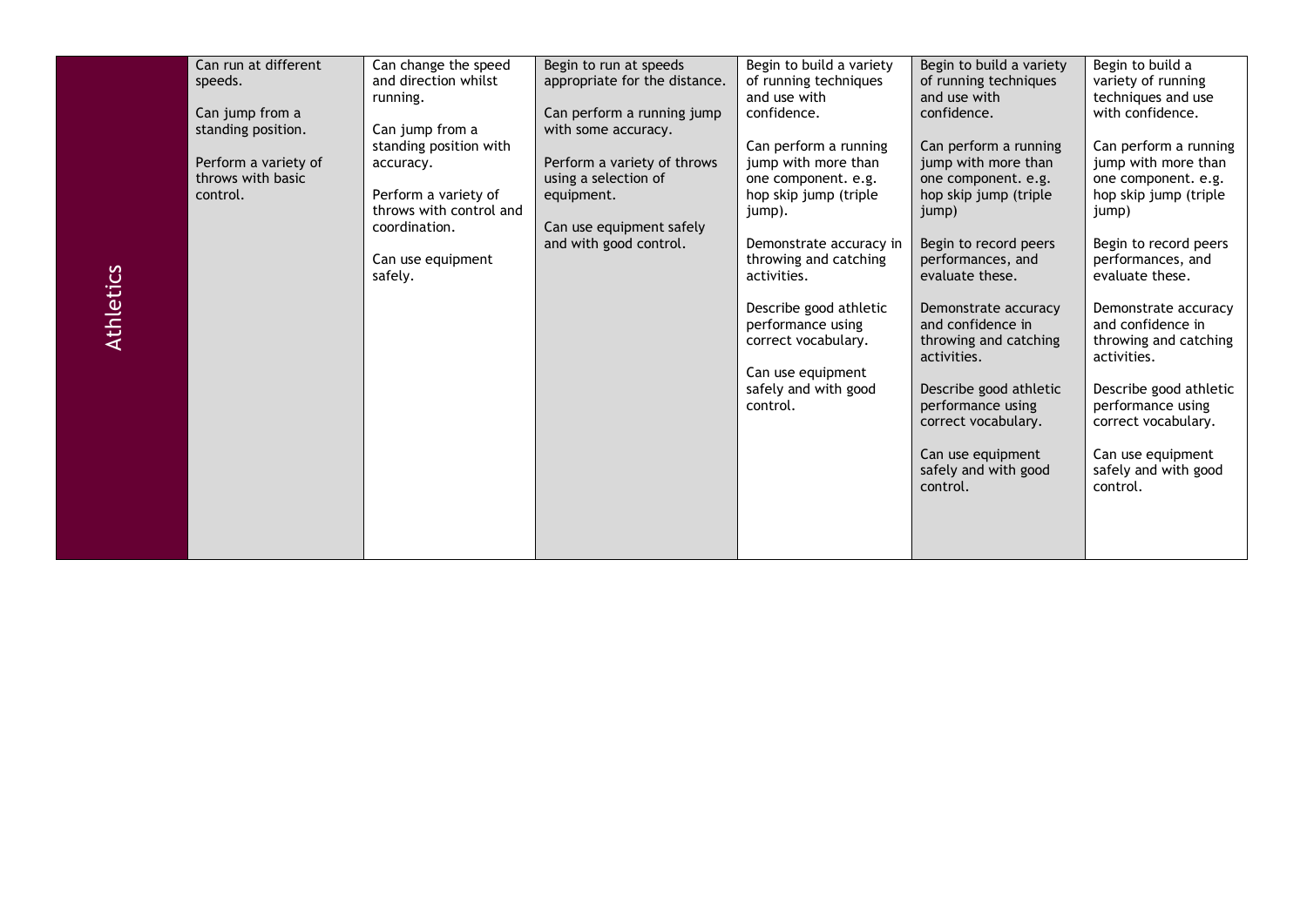| Athletics | Can run at different speeds.<br><br>Can jump from a standing position.<br><br>Perform a variety of throws with basic control. | Can change the speed and direction whilst running.<br><br>Can jump from a standing position with accuracy.<br><br>Perform a variety of throws with control and coordination.<br><br>Can use equipment safely. | Begin to run at speeds appropriate for the distance.<br><br>Can perform a running jump with some accuracy.<br><br>Perform a variety of throws using a selection of equipment.<br><br>Can use equipment safely and with good control. | Begin to build a variety of running techniques and use with confidence.<br><br>Can perform a running jump with more than one component. e.g. hop skip jump (triple jump).<br><br>Demonstrate accuracy in throwing and catching activities.<br><br>Describe good athletic performance using correct vocabulary.<br><br>Can use equipment safely and with good control. | Begin to build a variety of running techniques and use with confidence.<br><br>Can perform a running jump with more than one component. e.g. hop skip jump (triple jump)<br><br>Begin to record peers performances, and evaluate these.<br><br>Demonstrate accuracy and confidence in throwing and catching activities.<br><br>Describe good athletic performance using correct vocabulary.<br><br>Can use equipment safely and with good control. | Begin to build a variety of running techniques and use with confidence.<br><br>Can perform a running jump with more than one component. e.g. hop skip jump (triple jump)<br><br>Begin to record peers performances, and evaluate these.<br><br>Demonstrate accuracy and confidence in throwing and catching activities.<br><br>Describe good athletic performance using correct vocabulary.<br><br>Can use equipment safely and with good control. |
|---|---|---|---|---|---|---|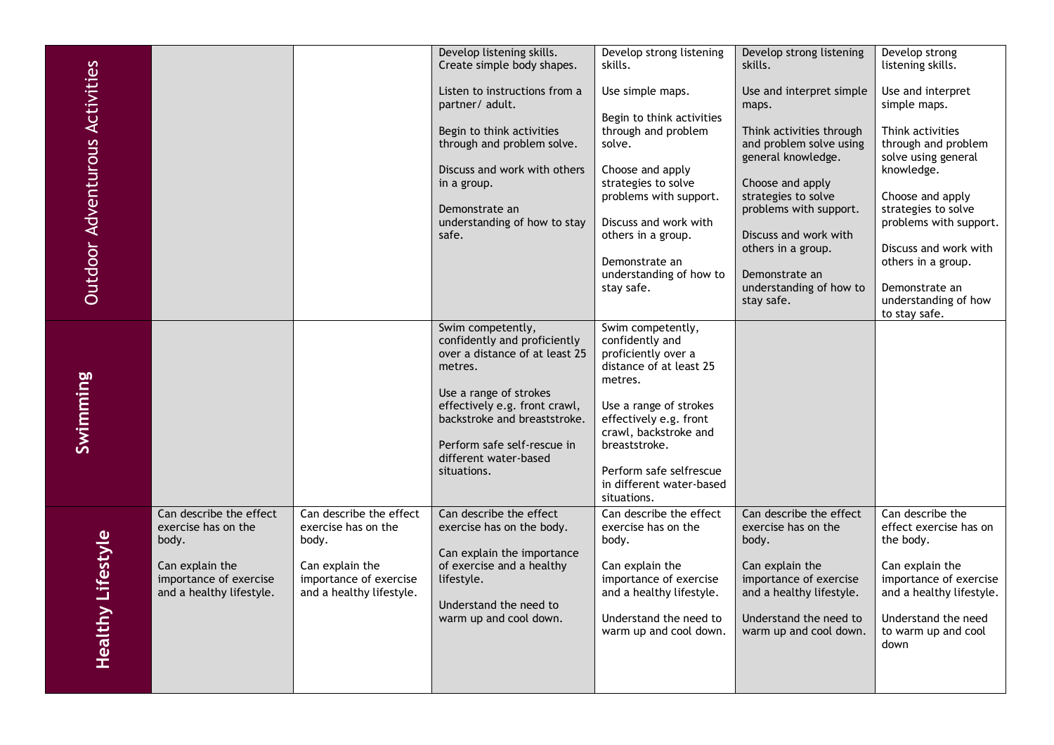| | | | | | | |
|---|---|---|---|---|---|---|
| **Outdoor Adventurous Activities** | | | Develop listening skills. Create simple body shapes.<br><br>Listen to instructions from a partner/ adult.<br><br>Begin to think activities through and problem solve.<br><br>Discuss and work with others in a group.<br><br>Demonstrate an understanding of how to stay safe. | Develop strong listening skills.<br><br>Use simple maps.<br><br>Begin to think activities through and problem solve.<br><br>Choose and apply strategies to solve problems with support.<br><br>Discuss and work with others in a group.<br><br>Demonstrate an understanding of how to stay safe. | Develop strong listening skills.<br><br>Use and interpret simple maps.<br><br>Think activities through and problem solve using general knowledge.<br><br>Choose and apply strategies to solve problems with support.<br><br>Discuss and work with others in a group.<br><br>Demonstrate an understanding of how to stay safe. | Develop strong listening skills.<br><br>Use and interpret simple maps.<br><br>Think activities through and problem solve using general knowledge.<br><br>Choose and apply strategies to solve problems with support.<br><br>Discuss and work with others in a group.<br><br>Demonstrate an understanding of how to stay safe. |
| **Swimming** | | | Swim competently, confidently and proficiently over a distance of at least 25 metres.<br><br>Use a range of strokes effectively e.g. front crawl, backstroke and breaststroke.<br><br>Perform safe self-rescue in different water-based situations. | Swim competently, confidently and proficiently over a distance of at least 25 metres.<br><br>Use a range of strokes effectively e.g. front crawl, backstroke and breaststroke.<br><br>Perform safe selfrescue in different water-based situations. | | |
| **Healthy Lifestyle** | Can describe the effect exercise has on the body.<br><br>Can explain the importance of exercise and a healthy lifestyle. | Can describe the effect exercise has on the body.<br><br>Can explain the importance of exercise and a healthy lifestyle. | Can describe the effect exercise has on the body.<br><br>Can explain the importance of exercise and a healthy lifestyle.<br><br>Understand the need to warm up and cool down. | Can describe the effect exercise has on the body.<br><br>Can explain the importance of exercise and a healthy lifestyle.<br><br>Understand the need to warm up and cool down. | Can describe the effect exercise has on the body.<br><br>Can explain the importance of exercise and a healthy lifestyle.<br><br>Understand the need to warm up and cool down. | Can describe the effect exercise has on the body.<br><br>Can explain the importance of exercise and a healthy lifestyle.<br><br>Understand the need to warm up and cool down |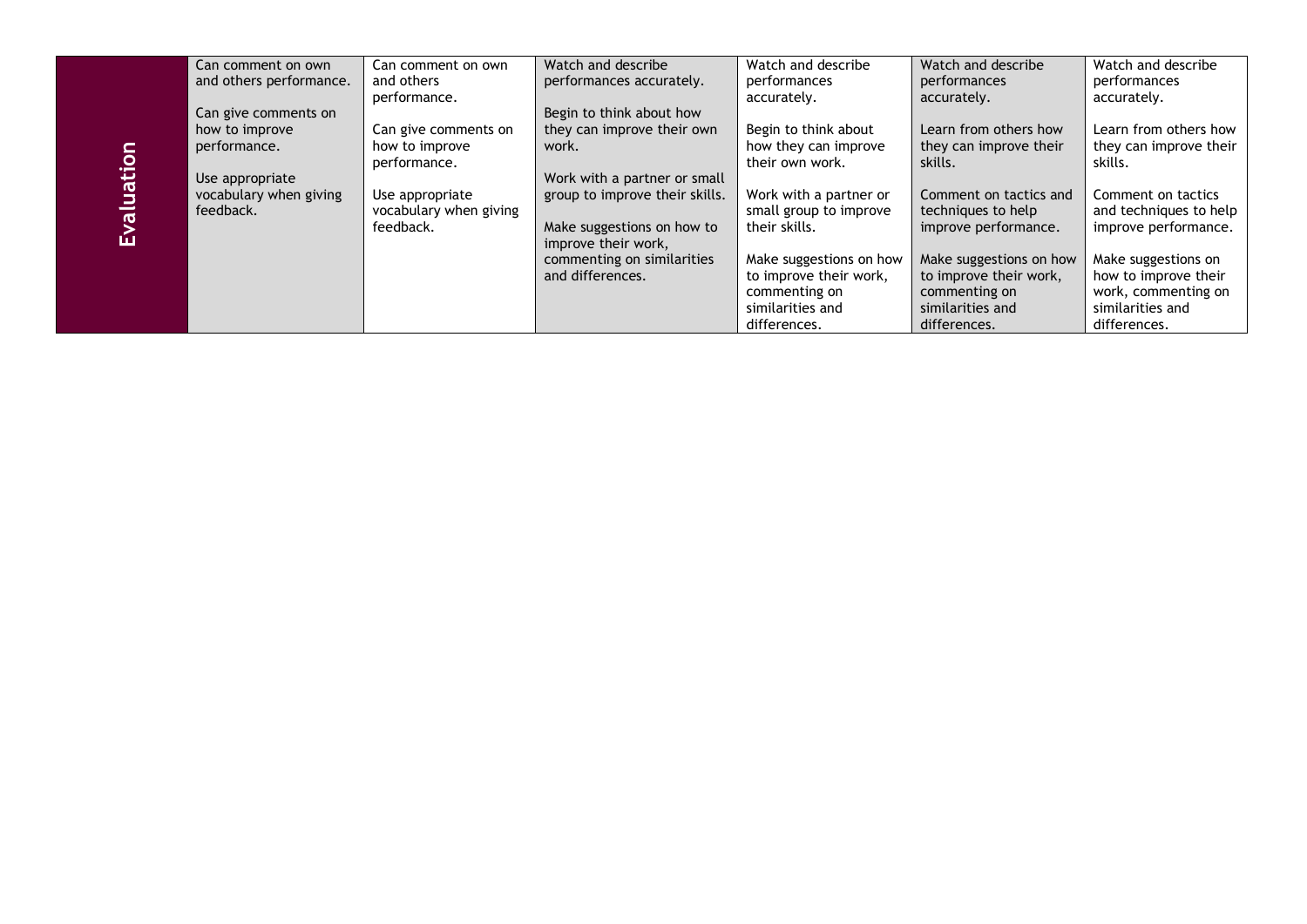| | | | | | | |
|---|---|---|---|---|---|---|
| **Evaluation** | Can comment on own and others performance.<br><br>Can give comments on how to improve performance.<br><br>Use appropriate vocabulary when giving feedback. | Can comment on own and others performance.<br><br>Can give comments on how to improve performance.<br><br>Use appropriate vocabulary when giving feedback. | Watch and describe performances accurately.<br><br>Begin to think about how they can improve their own work.<br><br>Work with a partner or small group to improve their skills.<br><br>Make suggestions on how to improve their work, commenting on similarities and differences. | Watch and describe performances accurately.<br><br>Begin to think about how they can improve their own work.<br><br>Work with a partner or small group to improve their skills.<br><br>Make suggestions on how to improve their work, commenting on similarities and differences. | Watch and describe performances accurately.<br><br>Learn from others how they can improve their skills.<br><br>Comment on tactics and techniques to help improve performance.<br><br>Make suggestions on how to improve their work, commenting on similarities and differences. | Watch and describe performances accurately.<br><br>Learn from others how they can improve their skills.<br><br>Comment on tactics and techniques to help improve performance.<br><br>Make suggestions on how to improve their work, commenting on similarities and differences. |